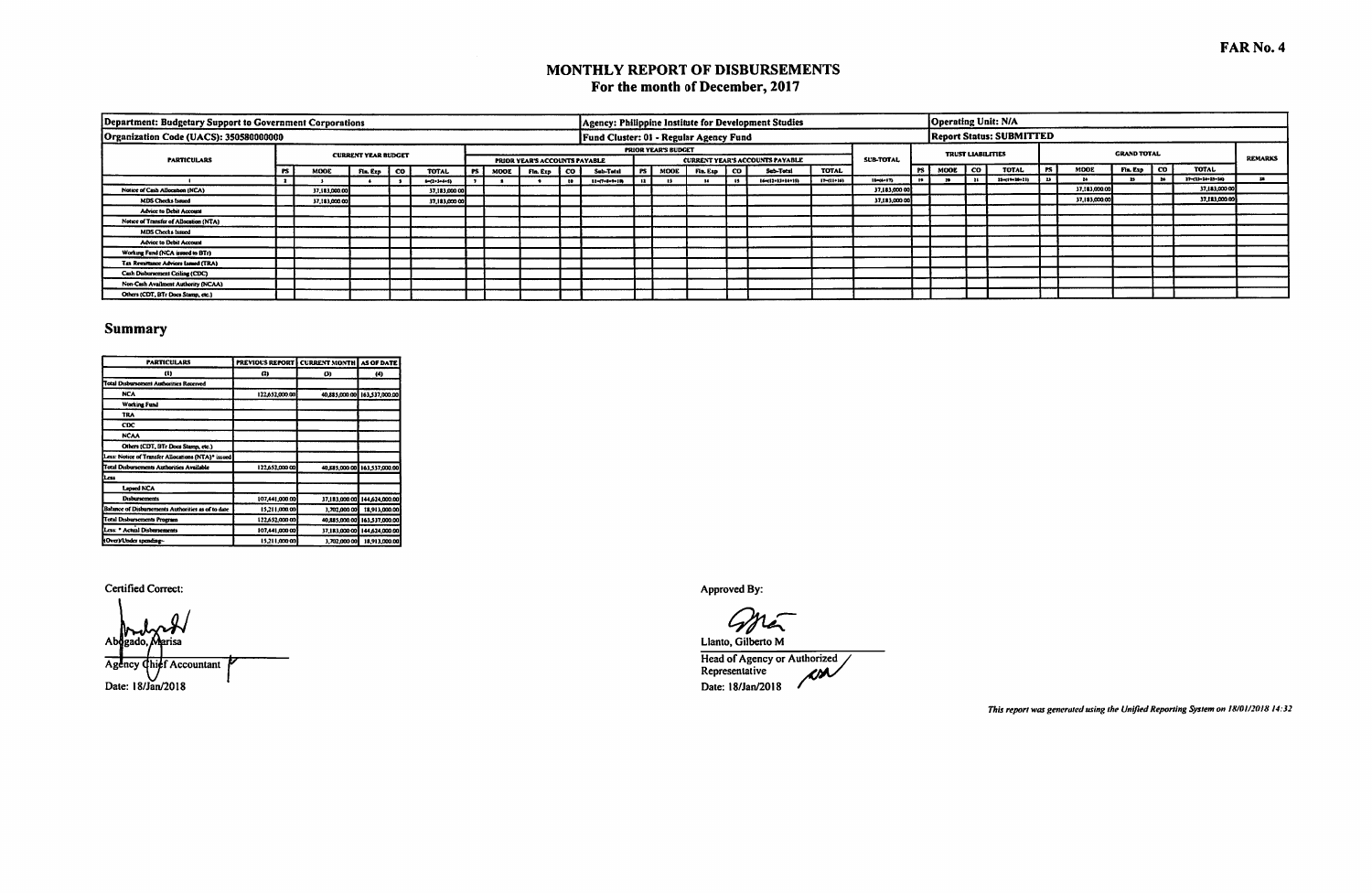**FAR No. 4**

# MONTHLY REPORT OF DISBURSEMENTS
## For the month of December, 2017

| Department: Budgetary Support to Government Corporations | | | | | | Agency: Philippine Institute for Development Studies | | | | | | | | | | | | Operating Unit: N/A | | | | | | | | | |
|---|---|---|---|---|---|---|---|---|---|---|---|---|---|---|---|---|---|---|---|---|---|---|---|---|---|---|---|
| Organization Code (UACS): 350580000000 | | | | | | Fund Cluster: 01 - Regular Agency Fund | | | | | | | | | | | | Report Status: SUBMITTED | | | | | | | | | |
| PARTICULARS | CURRENT YEAR BUDGET | | | | | PRIOR YEAR'S BUDGET | | | | | | | | | | | SUB-TOTAL | TRUST LIABILITIES | | | | GRAND TOTAL | | | | | REMARKS |
| | | | | | | PRIOR YEAR'S ACCOUNTS PAYABLE | | | | | CURRENT YEAR'S ACCOUNTS PAYABLE | | | | | | | | | | | | | | | | |
| | PS | MOOE | Fin. Exp | CO | TOTAL | PS | MOOE | Fin. Exp | CO | Sub-Total | PS | MOOE | Fin. Exp | CO | Sub-Total | TOTAL | | PS | MOOE | CO | TOTAL | PS | MOOE | Fin. Exp | CO | TOTAL | |
| 1 | 2 | 3 | 4 | 5 | 6=(2+3+4+5) | 7 | 8 | 9 | 10 | 11=(7+8+9+10) | 12 | 13 | 14 | 15 | 16=(12+13+14+15) | 17=(11+16) | 18=(6+17) | 19 | 20 | 21 | 22=(19+20+21) | 23 | 24 | 25 | 26 | 27=(23+24+25+26) | 28 |
| Notice of Cash Allocation (NCA) | | 37,183,000.00 | | | 37,183,000.00 | | | | | | | | | | | | 37,183,000.00 | | | | | | 37,183,000.00 | | | 37,183,000.00 | |
| MDS Checks Issued | | 37,183,000.00 | | | 37,183,000.00 | | | | | | | | | | | | 37,183,000.00 | | | | | | 37,183,000.00 | | | 37,183,000.00 | |
| Advice to Debit Account | | | | | | | | | | | | | | | | | | | | | | | | | | | |
| Notice of Transfer of Allocation (NTA) | | | | | | | | | | | | | | | | | | | | | | | | | | | |
| MDS Checks Issued | | | | | | | | | | | | | | | | | | | | | | | | | | | |
| Advice to Debit Account | | | | | | | | | | | | | | | | | | | | | | | | | | | |
| Working Fund (NCA issued to BTr) | | | | | | | | | | | | | | | | | | | | | | | | | | | |
| Tax Remittance Advices Issued (TRA) | | | | | | | | | | | | | | | | | | | | | | | | | | | |
| Cash Disbursement Ceiling (CDC) | | | | | | | | | | | | | | | | | | | | | | | | | | | |
| Non-Cash Availment Authority (NCAA) | | | | | | | | | | | | | | | | | | | | | | | | | | | |
| Others (CDT, BTr Docs Stamp, etc.) | | | | | | | | | | | | | | | | | | | | | | | | | | | |

## Summary

| PARTICULARS | PREVIOUS REPORT | CURRENT MONTH | AS OF DATE |
|---|---|---|---|
| (1) | (2) | (3) | (4) |
| Total Disbursement Authorities Received | | | |
| NCA | 122,652,000.00 | 40,885,000.00 | 163,537,000.00 |
| Working Fund | | | |
| TRA | | | |
| CDC | | | |
| NCAA | | | |
| Others (CDT, BTr Docs Stamp, etc.) | | | |
| Less: Notice of Transfer Allocations (NTA)* issued | | | |
| Total Disbursements Authorities Available | 122,652,000.00 | 40,885,000.00 | 163,537,000.00 |
| Less | | | |
| Lapsed NCA | | | |
| Disbursements | 107,441,000.00 | 37,183,000.00 | 144,624,000.00 |
| Balance of Disbursements Authorities as of to date | 15,211,000.00 | 3,702,000.00 | 18,913,000.00 |
| Total Disbursements Program | 122,652,000.00 | 40,885,000.00 | 163,537,000.00 |
| Less: * Actual Disbursements | 107,441,000.00 | 37,183,000.00 | 144,624,000.00 |
| (Over)/Under spending- | 15,211,000.00 | 3,702,000.00 | 18,913,000.00 |

Certified Correct:

Abogado, Marisa
Agency Chief Accountant
Date: 18/Jan/2018

Approved By:

Llanto, Gilberto M
Head of Agency or Authorized Representative
Date: 18/Jan/2018

*This report was generated using the Unified Reporting System on 18/01/2018 14:32*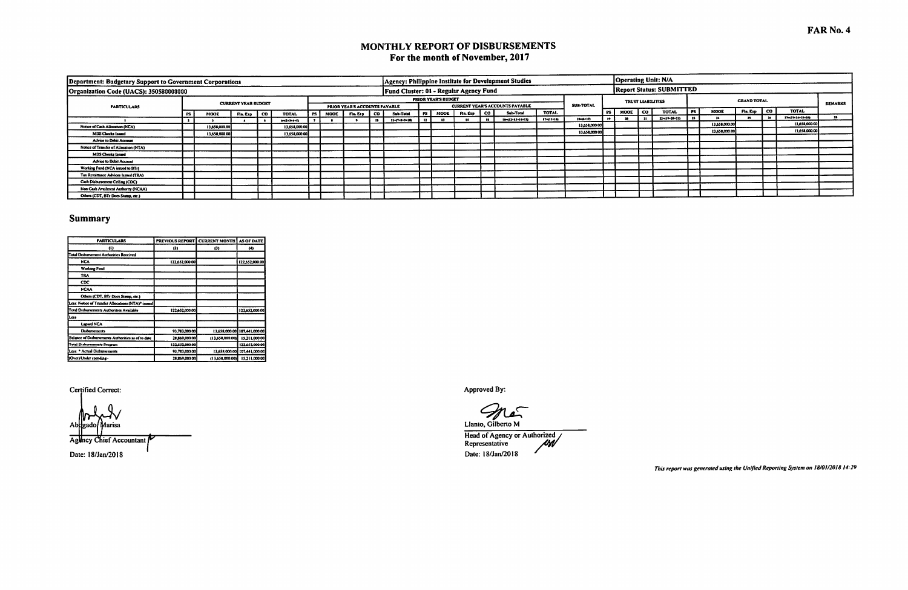FAR No. 4

# MONTHLY REPORT OF DISBURSEMENTS
## For the month of November, 2017

**Department: Budgetary Support to Government Corporations** | **Agency: Philippine Institute for Development Studies** | **Operating Unit: N/A**

**Organization Code (UACS): 350580000000** | **Fund Cluster: 01 - Regular Agency Fund** | **Report Status: SUBMITTED**

| PARTICULARS | CURRENT YEAR BUDGET | | | | | PRIOR YEAR'S BUDGET | | | | | | | | | | | SUB-TOTAL | TRUST LIABILITIES | | | | GRAND TOTAL | | | | | REMARKS |
|---|---|---|---|---|---|---|---|---|---|---|---|---|---|---|---|---|---|---|---|---|---|---|---|---|---|---|---|
| | | | | | | PRIOR YEAR'S ACCOUNTS PAYABLE | | | | | CURRENT YEAR'S ACCOUNTS PAYABLE | | | | | | | | | | | | | | | | |
| | PS | MOOE | Fin. Exp | CO | TOTAL | PS | MOOE | Fin. Exp | CO | Sub-Total | PS | MOOE | Fin. Exp | CO | Sub-Total | TOTAL | | PS | MOOE | CO | TOTAL | PS | MOOE | Fin. Exp | CO | TOTAL | |
| 1 | 2 | 3 | 4 | 5 | 6=(2+3+4+5) | 7 | 8 | 9 | 10 | 11=(7+8+9+10) | 12 | 13 | 14 | 15 | 16=(12+13+14+15) | 17=(11+16) | 18=(6+17) | 19 | 20 | 21 | 22=(19+20+21) | 23 | 24 | 25 | 26 | 27=(23+24+25+26) | 28 |
| Notice of Cash Allocation (NCA) | | 13,658,000.00 | | | 13,658,000.00 | | | | | | | | | | | | 13,658,000.00 | | | | | | 13,658,000.00 | | | 13,658,000.00 | |
| MDS Checks Issued | | 13,658,000.00 | | | 13,658,000.00 | | | | | | | | | | | | 13,658,000.00 | | | | | | 13,658,000.00 | | | 13,658,000.00 | |
| Advice to Debit Account | | | | | | | | | | | | | | | | | | | | | | | | | | | |
| Notice of Transfer of Allocation (NTA) | | | | | | | | | | | | | | | | | | | | | | | | | | | |
| MDS Checks Issued | | | | | | | | | | | | | | | | | | | | | | | | | | | |
| Advice to Debit Account | | | | | | | | | | | | | | | | | | | | | | | | | | | |
| Working Fund (NCA issued to BTr) | | | | | | | | | | | | | | | | | | | | | | | | | | | |
| Tax Remittance Advices Issued (TRA) | | | | | | | | | | | | | | | | | | | | | | | | | | | |
| Cash Disbursement Ceiling (CDC) | | | | | | | | | | | | | | | | | | | | | | | | | | | |
| Non-Cash Availment Authority (NCAA) | | | | | | | | | | | | | | | | | | | | | | | | | | | |
| Others (CDT, BTr Docs Stamp, etc.) | | | | | | | | | | | | | | | | | | | | | | | | | | | |

## Summary

| PARTICULARS | PREVIOUS REPORT | CURRENT MONTH | AS OF DATE |
|---|---|---|---|
| (1) | (2) | (3) | (4) |
| Total Disbursement Authorities Received | | | |
| NCA | 122,652,000.00 | | 122,652,000.00 |
| Working Fund | | | |
| TRA | | | |
| CDC | | | |
| NCAA | | | |
| Others (CDT, BTr Docs Stamp, etc.) | | | |
| Less Notice of Transfer Allocations (NTA)* issued | | | |
| Total Disbursements Authorities Available | 122,652,000.00 | | 122,652,000.00 |
| Less | | | |
| Lapsed NCA | | | |
| Disbursements | 93,783,000.00 | 13,658,000.00 | 107,441,000.00 |
| Balance of Disbursements Authorities as of to date | 28,869,000.00 | (13,658,000.00) | 15,211,000.00 |
| Total Disbursements Program | 122,652,000.00 | | 122,652,000.00 |
| Less * Actual Disbursements | 93,783,000.00 | 13,658,000.00 | 107,441,000.00 |
| (Over)/Under spending- | 28,869,000.00 | (13,658,000.00) | 15,211,000.00 |

Certified Correct:

Abogado, Marisa
Agency Chief Accountant

Date: 18/Jan/2018

Approved By:

Llanto, Gilberto M
Head of Agency or Authorized Representative

Date: 18/Jan/2018

*This report was generated using the Unified Reporting System on 18/01/2018 14:29*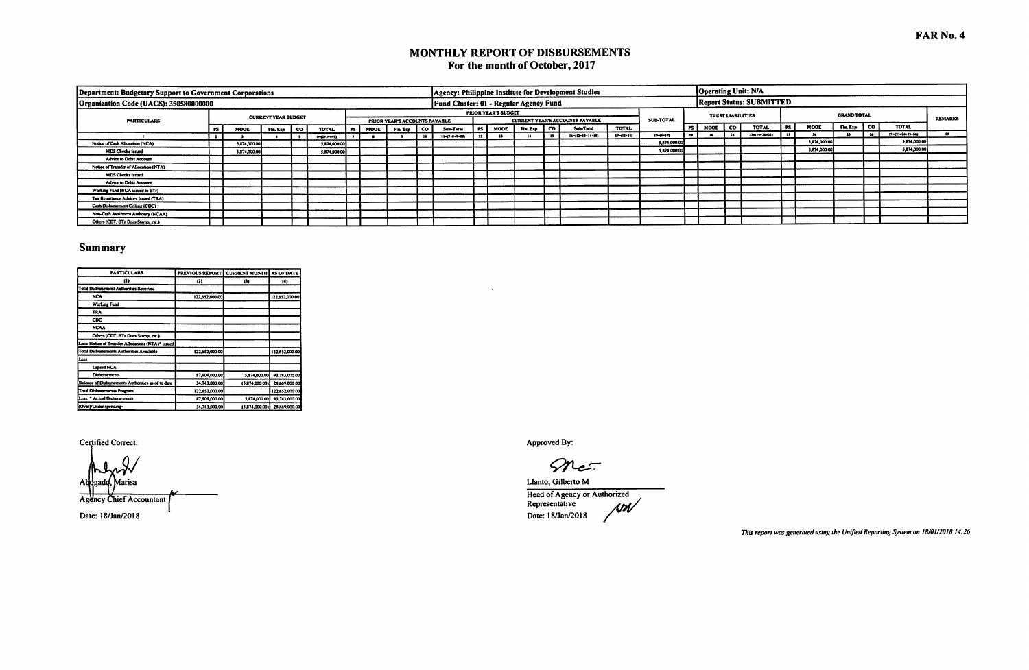FAR No. 4

# MONTHLY REPORT OF DISBURSEMENTS
## For the month of October, 2017

| Department: Budgetary Support to Government Corporations | Agency: Philippine Institute for Development Studies | Operating Unit: N/A |
|---|---|---|
| Organization Code (UACS): 350580000000 | Fund Cluster: 01 - Regular Agency Fund | Report Status: SUBMITTED |

| PARTICULARS | CURRENT YEAR BUDGET | | | | | PRIOR YEAR'S BUDGET | | | | | | | | | | | | SUB-TOTAL | TRUST LIABILITIES | | | | GRAND TOTAL | | | | | REMARKS |
|---|---|---|---|---|---|---|---|---|---|---|---|---|---|---|---|---|---|---|---|---|---|---|---|---|---|---|---|---|
| | | | | | | PRIOR YEAR'S ACCOUNTS PAYABLE | | | | | CURRENT YEAR'S ACCOUNTS PAYABLE | | | | | | | | | | | | | | | | | |
| | PS | MOOE | Fin. Exp | CO | TOTAL | PS | MOOE | Fin. Exp | CO | Sub-Total | PS | MOOE | Fin. Exp | CO | Sub-Total | TOTAL | | | PS | MOOE | CO | TOTAL | PS | MOOE | Fin. Exp | CO | TOTAL | |
| 1 | 2 | 3 | 4 | 5 | 6=(2+3+4+5) | 7 | 8 | 9 | 10 | 11=(7+8+9+10) | 12 | 13 | 14 | 15 | 16=(12+13+14+15) | 17=(11+16) | | 18=(6+17) | 19 | 20 | 21 | 22=(19+20+21) | 23 | 24 | 25 | 26 | 27=(23+24+25+26) | 28 |
| Notice of Cash Allocation (NCA) | | 5,874,000.00 | | | 5,874,000.00 | | | | | | | | | | | | | 5,874,000.00 | | | | | | 5,874,000.00 | | | 5,874,000.00 | |
| MDS Checks Issued | | 5,874,000.00 | | | 5,874,000.00 | | | | | | | | | | | | | 5,874,000.00 | | | | | | 5,874,000.00 | | | 5,874,000.00 | |
| Advice to Debit Account | | | | | | | | | | | | | | | | | | | | | | | | | | | | |
| Notice of Transfer of Allocation (NTA) | | | | | | | | | | | | | | | | | | | | | | | | | | | | |
| MDS Checks Issued | | | | | | | | | | | | | | | | | | | | | | | | | | | | |
| Advice to Debit Account | | | | | | | | | | | | | | | | | | | | | | | | | | | | |
| Working Fund (NCA issued to BTr) | | | | | | | | | | | | | | | | | | | | | | | | | | | | |
| Tax Remittance Advices Issued (TRA) | | | | | | | | | | | | | | | | | | | | | | | | | | | | |
| Cash Disbursement Ceiling (CDC) | | | | | | | | | | | | | | | | | | | | | | | | | | | | |
| Non-Cash Availment Authority (NCAA) | | | | | | | | | | | | | | | | | | | | | | | | | | | | |
| Others (CDT, BTr Docs Stamp, etc.) | | | | | | | | | | | | | | | | | | | | | | | | | | | | |

## Summary

| PARTICULARS | PREVIOUS REPORT | CURRENT MONTH | AS OF DATE |
|---|---|---|---|
| (1) | (2) | (3) | (4) |
| Total Disbursement Authorities Received | | | |
| NCA | 122,652,000.00 | | 122,652,000.00 |
| Working Fund | | | |
| TRA | | | |
| CDC | | | |
| NCAA | | | |
| Others (CDT, BTr Docs Stamp, etc.) | | | |
| Less: Notice of Transfer Allocations (NTA)* issued | | | |
| Total Disbursements Authorities Available | 122,652,000.00 | | 122,652,000.00 |
| Less | | | |
| Lapsed NCA | | | |
| Disbursements | 87,909,000.00 | 5,874,000.00 | 93,783,000.00 |
| Balance of Disbursements Authorities as of to date | 34,743,000.00 | (5,874,000.00) | 28,869,000.00 |
| Total Disbursements Program | 122,652,000.00 | | 122,652,000.00 |
| Less: * Actual Disbursements | 87,909,000.00 | 5,874,000.00 | 93,783,000.00 |
| (Over)/Under spending- | 34,743,000.00 | (5,874,000.00) | 28,869,000.00 |

Certified Correct:

Abogado, Marisa
Agency Chief Accountant
Date: 18/Jan/2018

Approved By:

Llanto, Gilberto M
Head of Agency or Authorized Representative
Date: 18/Jan/2018

*This report was generated using the Unified Reporting System on 18/01/2018 14:26*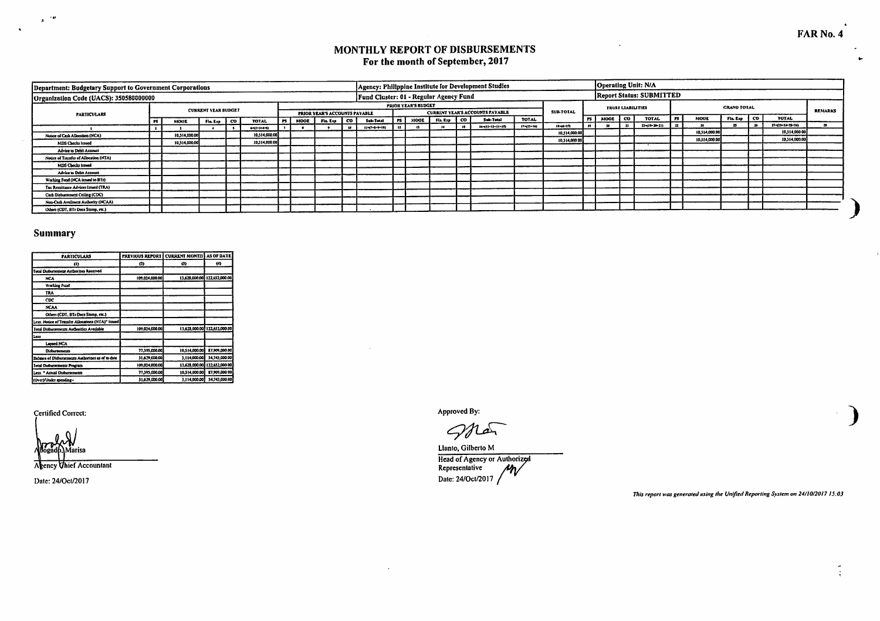FAR No. 4

# MONTHLY REPORT OF DISBURSEMENTS
## For the month of September, 2017

| Department: Budgetary Support to Government Corporations | | | | | | Agency: Philippine Institute for Development Studies | | | | | | | | | | | | Operating Unit: N/A | | | | | | | | | |
|---|---|---|---|---|---|---|---|---|---|---|---|---|---|---|---|---|---|---|---|---|---|---|---|---|---|---|---|
| Organization Code (UACS): 350580000000 | | | | | | Fund Cluster: 01 - Regular Agency Fund | | | | | | | | | | | | Report Status: SUBMITTED | | | | | | | | | |

| PARTICULARS | CURRENT YEAR BUDGET | | | | | PRIOR YEAR'S BUDGET | | | | | | | | | | | SUB-TOTAL | TRUST LIABILITIES | | | | GRAND TOTAL | | | | | REMARKS |
|---|---|---|---|---|---|---|---|---|---|---|---|---|---|---|---|---|---|---|---|---|---|---|---|---|---|---|---|
| | | | | | | PRIOR YEAR'S ACCOUNTS PAYABLE | | | | | CURRENT YEAR'S ACCOUNTS PAYABLE | | | | | | | | | | | | | | | | |
| | PS | MOOE | Fin. Exp | CO | TOTAL | PS | MOOE | Fin. Exp | CO | Sub-Total | PS | MOOE | Fin. Exp | CO | Sub-Total | TOTAL | | PS | MOOE | CO | TOTAL | PS | MOOE | Fin. Exp | CO | TOTAL | |
| 1 | 2 | 3 | 4 | 5 | 6=(2+3+4+5) | 7 | 8 | 9 | 10 | 11=(7+8+9+10) | 12 | 13 | 14 | 15 | 16=(12+13+14+15) | 17=(11+16) | 18=(6+17) | 19 | 20 | 21 | 22=(19+20+21) | 23 | 24 | 25 | 26 | 27=(23+24+25+26) | 28 |
| Notice of Cash Allocation (NCA) | | 10,514,000.00 | | | 10,514,000.00 | | | | | | | | | | | | 10,514,000.00 | | | | | | 10,514,000.00 | | | 10,514,000.00 | |
| MDS Checks Issued | | 10,514,000.00 | | | 10,514,000.00 | | | | | | | | | | | | 10,514,000.00 | | | | | | 10,514,000.00 | | | 10,514,000.00 | |
| Advice to Debit Account | | | | | | | | | | | | | | | | | | | | | | | | | | | |
| Notice of Transfer of Allocation (NTA) | | | | | | | | | | | | | | | | | | | | | | | | | | | |
| MDS Checks Issued | | | | | | | | | | | | | | | | | | | | | | | | | | | |
| Advice to Debit Account | | | | | | | | | | | | | | | | | | | | | | | | | | | |
| Working Fund (NCA issued to BTr) | | | | | | | | | | | | | | | | | | | | | | | | | | | |
| Tax Remittance Advices Issued (TRA) | | | | | | | | | | | | | | | | | | | | | | | | | | | |
| Cash Disbursement Ceiling (CDC) | | | | | | | | | | | | | | | | | | | | | | | | | | | |
| Non-Cash Availment Authority (NCAA) | | | | | | | | | | | | | | | | | | | | | | | | | | | |
| Others (CDT, BTr Docs Stamp, etc.) | | | | | | | | | | | | | | | | | | | | | | | | | | | |

## Summary

| PARTICULARS | PREVIOUS REPORT | CURRENT MONTH | AS OF DATE |
|---|---|---|---|
| (1) | (2) | (3) | (4) |
| Total Disbursement Authorities Received | | | |
| NCA | 109,024,000.00 | 13,628,000.00 | 122,652,000.00 |
| Working Fund | | | |
| TRA | | | |
| CDC | | | |
| NCAA | | | |
| Others (CDT, BTr Docs Stamp, etc.) | | | |
| Less: Notice of Transfer of Allocations (NTA)* issued | | | |
| Total Disbursements Authorities Available | 109,024,000.00 | 13,628,000.00 | 122,652,000.00 |
| Less | | | |
| Lapsed NCA | | | |
| Disbursements | 77,395,000.00 | 10,514,000.00 | 87,909,000.00 |
| Balance of Disbursements Authorities as of to date | 31,629,000.00 | 3,114,000.00 | 34,743,000.00 |
| Total Disbursements Program | 109,024,000.00 | 13,628,000.00 | 122,652,000.00 |
| Less: * Actual Disbursements | 77,395,000.00 | 10,514,000.00 | 87,909,000.00 |
| (Over)/Under spending~ | 31,629,000.00 | 3,114,000.00 | 34,743,000.00 |

Certified Correct:

Abogado, Marisa
Agency Chief Accountant

Date: 24/Oct/2017

Approved By:

Llanto, Gilberto M
Head of Agency or Authorized Representative

Date: 24/Oct/2017

*This report was generated using the Unified Reporting System on 24/10/2017 15:03*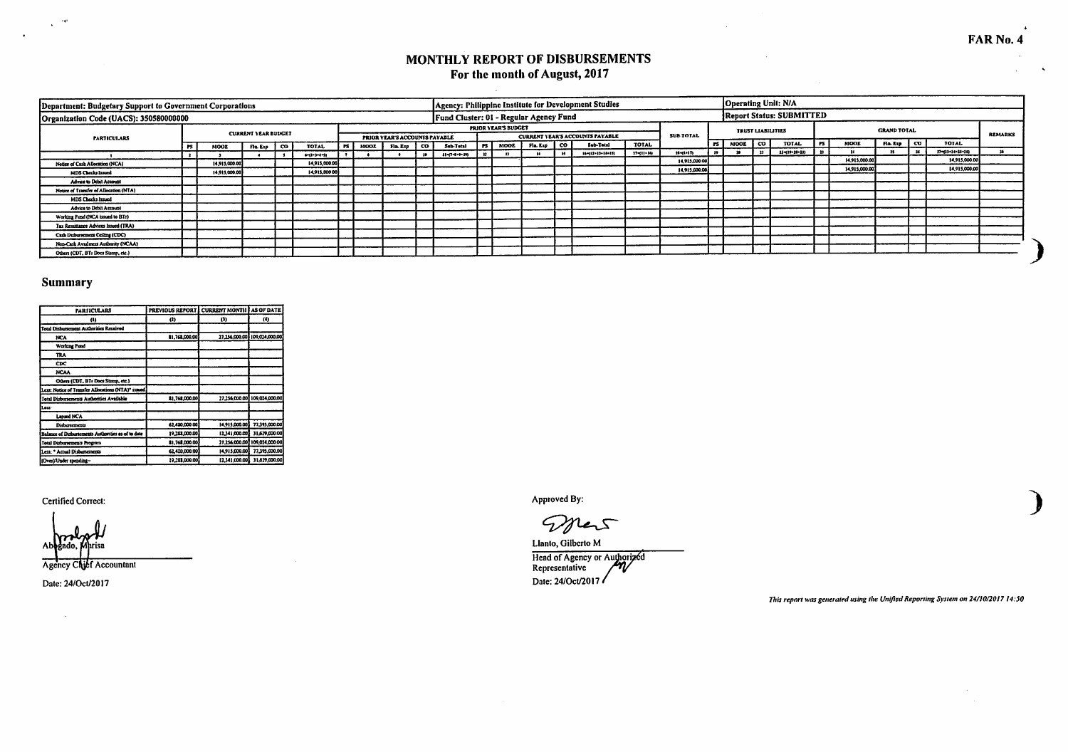FAR No. 4

# MONTHLY REPORT OF DISBURSEMENTS
## For the month of August, 2017

| Department: Budgetary Support to Government Corporations | | | | | | Agency: Philippine Institute for Development Studies | | | | | | | | | | | | Operating Unit: N/A | | | | | | | | | | |
|---|---|---|---|---|---|---|---|---|---|---|---|---|---|---|---|---|---|---|---|---|---|---|---|---|---|---|---|---|
| Organization Code (UACS): 350580000000 | | | | | | Fund Cluster: 01 - Regular Agency Fund | | | | | | | | | | | | Report Status: SUBMITTED | | | | | | | | | | |
| PARTICULARS | CURRENT YEAR BUDGET | | | | | PRIOR YEAR'S BUDGET | | | | | | | | | | | SUB-TOTAL | TRUST LIABILITIES | | | | GRAND TOTAL | | | | | REMARKS |
| | | | | | | PRIOR YEAR'S ACCOUNTS PAYABLE | | | | | CURRENT YEAR'S ACCOUNTS PAYABLE | | | | | | | | | | | | | | | | |
| | PS | MOOE | Fin. Exp | CO | TOTAL | PS | MOOE | Fin. Exp | CO | Sub-Total | PS | MOOE | Fin. Exp | CO | Sub-Total | TOTAL | | PS | MOOE | CO | TOTAL | PS | MOOE | Fin. Exp | CO | TOTAL | |
| 1 | 2 | 3 | 4 | 5 | 6=(2+3+4+5) | 7 | 8 | 9 | 10 | 11=(7+8+9+10) | 12 | 13 | 14 | 15 | 16=(12+13+14+15) | 17=(11+16) | 18=(6+17) | 19 | 20 | 21 | 22=(19+20+21) | 23 | 24 | 25 | 26 | 27=(23+24+25+26) | 28 |
| Notice of Cash Allocation (NCA) | | 14,915,000.00 | | | 14,915,000.00 | | | | | | | | | | | | 14,915,000.00 | | | | | | 14,915,000.00 | | | 14,915,000.00 | |
| MDS Checks Issued | | 14,915,000.00 | | | 14,915,000.00 | | | | | | | | | | | | 14,915,000.00 | | | | | | 14,915,000.00 | | | 14,915,000.00 | |
| Advice to Debit Account | | | | | | | | | | | | | | | | | | | | | | | | | | | |
| Notice of Transfer of Allocation (NTA) | | | | | | | | | | | | | | | | | | | | | | | | | | | |
| MDS Checks Issued | | | | | | | | | | | | | | | | | | | | | | | | | | | |
| Advice to Debit Account | | | | | | | | | | | | | | | | | | | | | | | | | | | |
| Working Fund (NCA issued to BTr) | | | | | | | | | | | | | | | | | | | | | | | | | | | |
| Tax Remittance Advices Issued (TRA) | | | | | | | | | | | | | | | | | | | | | | | | | | | |
| Cash Disbursement Ceiling (CDC) | | | | | | | | | | | | | | | | | | | | | | | | | | | |
| Non-Cash Availment Authority (NCAA) | | | | | | | | | | | | | | | | | | | | | | | | | | | |
| Others (CDT, BTr Docs Stamp, etc.) | | | | | | | | | | | | | | | | | | | | | | | | | | | |

## Summary

| PARTICULARS | PREVIOUS REPORT | CURRENT MONTH | AS OF DATE |
|---|---|---|---|
| (1) | (2) | (3) | (4) |
| Total Disbursement Authorities Received | | | |
| NCA | 81,768,000.00 | 27,256,000.00 | 109,024,000.00 |
| Working Fund | | | |
| TRA | | | |
| CDC | | | |
| NCAA | | | |
| Others (CDT, BTr Docs Stamp, etc.) | | | |
| Less: Notice of Transfer Allocations (NTA)* issued | | | |
| Total Disbursements Authorities Available | 81,768,000.00 | 27,256,000.00 | 109,024,000.00 |
| Less | | | |
| Lapsed NCA | | | |
| Disbursements | 62,480,000.00 | 14,915,000.00 | 77,395,000.00 |
| Balance of Disbursements Authorities as of to date | 19,288,000.00 | 12,341,000.00 | 31,629,000.00 |
| Total Disbursements Program | 81,768,000.00 | 27,256,000.00 | 109,024,000.00 |
| Less: * Actual Disbursements | 62,480,000.00 | 14,915,000.00 | 77,395,000.00 |
| (Over)/Under spending- | 19,288,000.00 | 12,341,000.00 | 31,629,000.00 |

Certified Correct:

Abogado, Marisa
Agency Chief Accountant

Date: 24/Oct/2017

Approved By:

Llanto, Gilberto M
Head of Agency or Authorized Representative

Date: 24/Oct/2017

*This report was generated using the Unified Reporting System on 24/10/2017 14:50*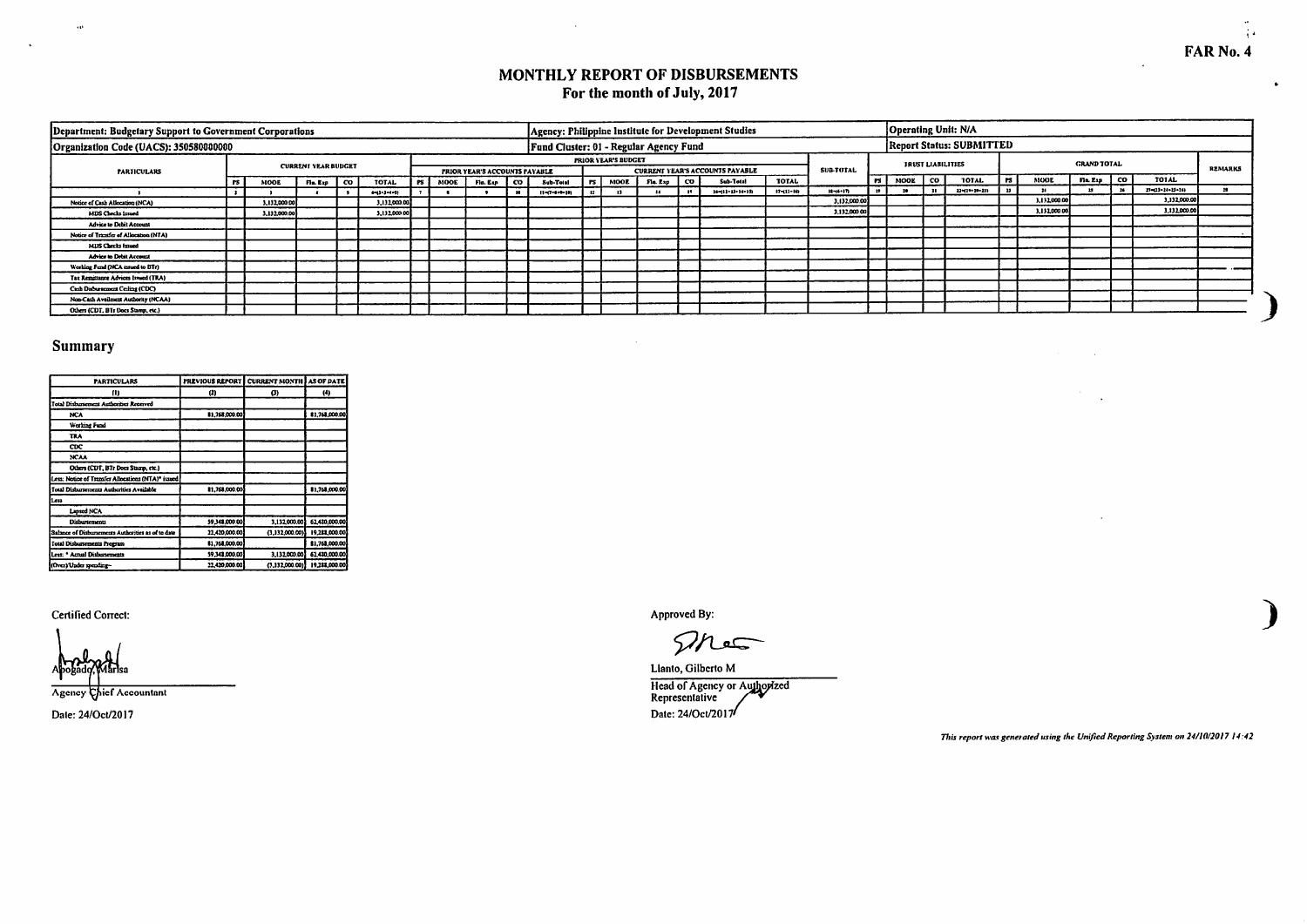FAR No. 4

# MONTHLY REPORT OF DISBURSEMENTS
## For the month of July, 2017

| Department: Budgetary Support to Government Corporations | Agency: Philippine Institute for Development Studies | Operating Unit: N/A |
|---|---|---|
| Organization Code (UACS): 350580000000 | Fund Cluster: 01 - Regular Agency Fund | Report Status: SUBMITTED |

| PARTICULARS | CURRENT YEAR BUDGET | | | | | PRIOR YEAR'S BUDGET | | | | | | | | | | | SUB-TOTAL | TRUST LIABILITIES | | | | GRAND TOTAL | | | | | REMARKS |
|---|---|---|---|---|---|---|---|---|---|---|---|---|---|---|---|---|---|---|---|---|---|---|---|---|---|---|---|
| | | | | | | PRIOR YEAR'S ACCOUNTS PAYABLE | | | | | CURRENT YEAR'S ACCOUNTS PAYABLE | | | | | | | | | | | | | | | | |
| | PS | MOOE | Fin. Exp | CO | TOTAL | PS | MOOE | Fin. Exp | CO | Sub-Total | PS | MOOE | Fin. Exp | CO | Sub-Total | TOTAL | | PS | MOOE | CO | TOTAL | PS | MOOE | Fin. Exp | CO | TOTAL | |
| 1 | 2 | 3 | 4 | 5 | 6=(2+3+4+5) | 7 | 8 | 9 | 10 | 11=(7+8+9+10) | 12 | 13 | 14 | 15 | 16=(12+13+14+15) | 17=(11+16) | 18=(6+17) | 19 | 20 | 21 | 22=(19+20+21) | 23 | 24 | 25 | 26 | 27=(23+24+25+26) | 28 |
| Notice of Cash Allocation (NCA) | | 3,132,000.00 | | | 3,132,000.00 | | | | | | | | | | | | 3,132,000.00 | | | | | | 3,132,000.00 | | | 3,132,000.00 | |
| MDS Checks Issued | | 3,132,000.00 | | | 3,132,000.00 | | | | | | | | | | | | 3,132,000.00 | | | | | | 3,132,000.00 | | | 3,132,000.00 | |
| Advice to Debit Account | | | | | | | | | | | | | | | | | | | | | | | | | | | |
| Notice of Transfer of Allocation (NTA) | | | | | | | | | | | | | | | | | | | | | | | | | | | |
| MDS Checks Issued | | | | | | | | | | | | | | | | | | | | | | | | | | | |
| Advice to Debit Account | | | | | | | | | | | | | | | | | | | | | | | | | | | |
| Working Fund (NCA issued to BTr) | | | | | | | | | | | | | | | | | | | | | | | | | | | |
| Tax Remittance Advices Issued (TRA) | | | | | | | | | | | | | | | | | | | | | | | | | | | |
| Cash Disbursement Ceiling (CDC) | | | | | | | | | | | | | | | | | | | | | | | | | | | |
| Non-Cash Availment Authority (NCAA) | | | | | | | | | | | | | | | | | | | | | | | | | | | |
| Others (CDT, BTr Docs Stamp, etc.) | | | | | | | | | | | | | | | | | | | | | | | | | | | |

## Summary

| PARTICULARS | PREVIOUS REPORT | CURRENT MONTH | AS OF DATE |
|---|---|---|---|
| (1) | (2) | (3) | (4) |
| Total Disbursement Authorities Received | | | |
| NCA | 81,768,000.00 | | 81,768,000.00 |
| Working Fund | | | |
| TRA | | | |
| CDC | | | |
| NCAA | | | |
| Others (CDT, BTr Docs Stamp, etc.) | | | |
| Less: Notice of Transfer Allocations (NTA)* issued | | | |
| Total Disbursements Authorities Available | 81,768,000.00 | | 81,768,000.00 |
| Less | | | |
| Lapsed NCA | | | |
| Disbursements | 59,348,000.00 | 3,132,000.00 | 62,480,000.00 |
| Balance of Disbursements Authorities as of to date | 22,420,000.00 | (3,132,000.00) | 19,288,000.00 |
| Total Disbursements Program | 81,768,000.00 | | 81,768,000.00 |
| Less: * Actual Disbursements | 59,348,000.00 | 3,132,000.00 | 62,480,000.00 |
| (Over)/Under spending~ | 22,420,000.00 | (3,132,000.00) | 19,288,000.00 |

Certified Correct:

Apogado, Marisa
Agency Chief Accountant
Date: 24/Oct/2017

Approved By:

Llanto, Gilberto M
Head of Agency or Authorized Representative
Date: 24/Oct/2017

*This report was generated using the Unified Reporting System on 24/10/2017 14:42*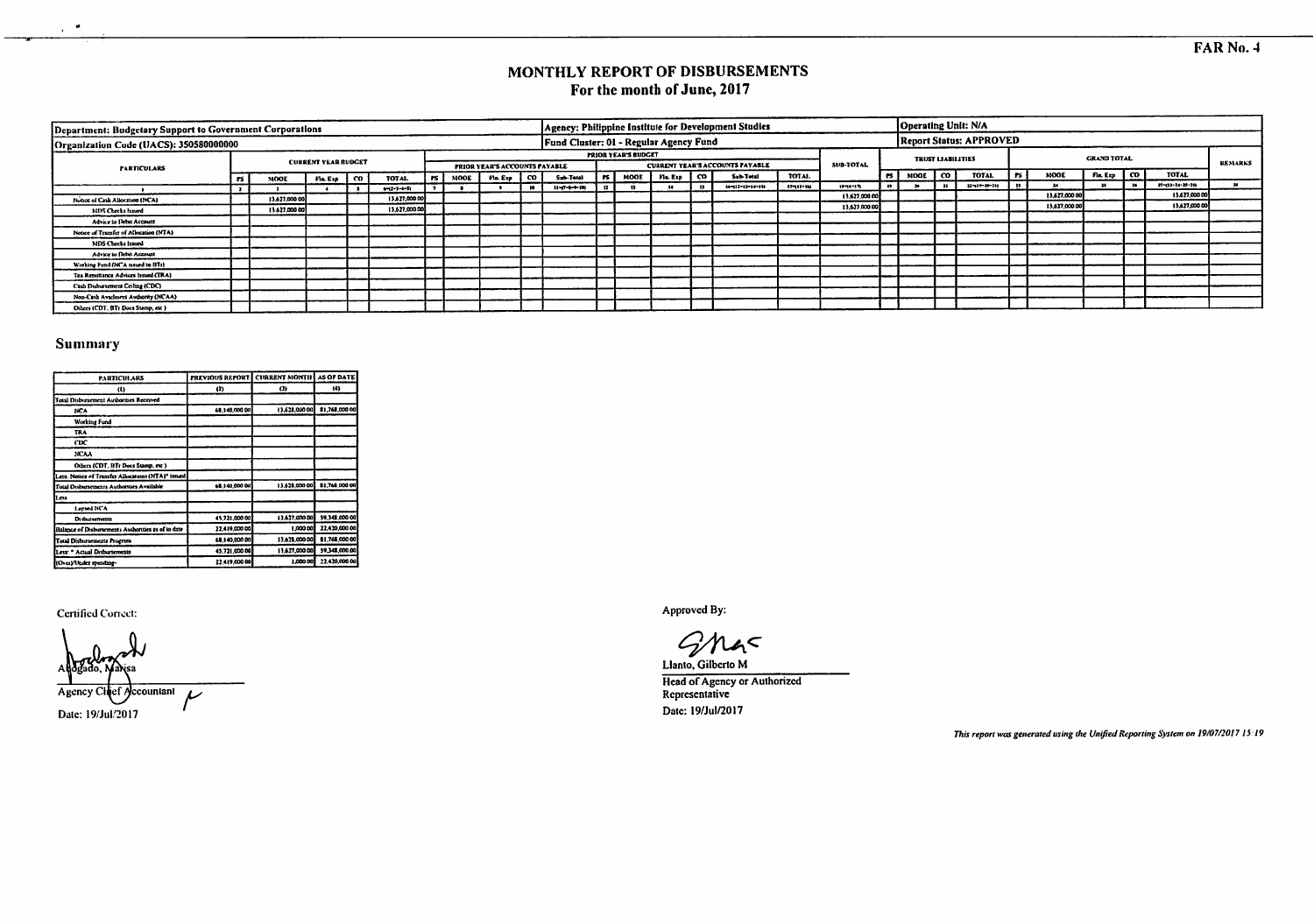FAR No. 4

# MONTHLY REPORT OF DISBURSEMENTS
## For the month of June, 2017

| Department: Budgetary Support to Government Corporations | | | | | | | | | | | Agency: Philippine Institute for Development Studies | | | | | | | | Operating Unit: N/A | | | | | | | | | | |
|---|---|---|---|---|---|---|---|---|---|---|---|---|---|---|---|---|---|---|---|---|---|---|---|---|---|---|---|---|---|
| Organization Code (UACS): 350580000000 | | | | | | | | | | | Fund Cluster: 01 - Regular Agency Fund | | | | | | | | Report Status: APPROVED | | | | | | | | | | |
| PARTICULARS | CURRENT YEAR BUDGET | | | | | PRIOR YEAR'S BUDGET | | | | | | | | | | | | SUB-TOTAL | TRUST LIABILITIES | | | | GRAND TOTAL | | | | | REMARKS |
| | | | | | | PRIOR YEAR'S ACCOUNTS PAYABLE | | | | | CURRENT YEAR'S ACCOUNTS PAYABLE | | | | | | | | | | | | | | | | | |
| | PS | MOOE | Fin. Exp | CO | TOTAL | PS | MOOE | Fin. Exp | CO | Sub-Total | PS | MOOE | Fin. Exp | CO | Sub-Total | TOTAL | | | PS | MOOE | CO | TOTAL | PS | MOOE | Fin. Exp | CO | TOTAL | |
| 1 | 2 | 3 | 4 | 5 | 6=(2+3+4+5) | 7 | 8 | 9 | 10 | 11=(7+8+9+10) | 12 | 13 | 14 | 15 | 16=(12+13+14+15) | 17=(11+16) | | 18=(6+17) | 19 | 20 | 21 | 22=(19+20+21) | 23 | 24 | 25 | 26 | 27=(23+24+25+26) | 28 |
| Notice of Cash Allocation (NCA) | | 13,627,000.00 | | | 13,627,000.00 | | | | | | | | | | | | | 13,627,000.00 | | | | | | 13,627,000.00 | | | 13,627,000.00 | |
| MDS Checks Issued | | 13,627,000.00 | | | 13,627,000.00 | | | | | | | | | | | | | 13,627,000.00 | | | | | | 13,627,000.00 | | | 13,627,000.00 | |
| Advice to Debit Account | | | | | | | | | | | | | | | | | | | | | | | | | | | | |
| Notice of Transfer of Allocation (NTA) | | | | | | | | | | | | | | | | | | | | | | | | | | | | |
| MDS Checks Issued | | | | | | | | | | | | | | | | | | | | | | | | | | | | |
| Advice to Debit Account | | | | | | | | | | | | | | | | | | | | | | | | | | | | |
| Working Fund (NCA issued to BTr) | | | | | | | | | | | | | | | | | | | | | | | | | | | | |
| Tax Remittance Advices Issued (TRA) | | | | | | | | | | | | | | | | | | | | | | | | | | | | |
| Cash Disbursement Ceiling (CDC) | | | | | | | | | | | | | | | | | | | | | | | | | | | | |
| Non-Cash Availment Authority (NCAA) | | | | | | | | | | | | | | | | | | | | | | | | | | | | |
| Others (CDT, BTr Docs Stamp, etc.) | | | | | | | | | | | | | | | | | | | | | | | | | | | | |

## Summary

| PARTICULARS | PREVIOUS REPORT | CURRENT MONTH | AS OF DATE |
|---|---|---|---|
| (1) | (2) | (3) | (4) |
| Total Disbursement Authorities Received | | | |
| NCA | 68,140,000.00 | 13,628,000.00 | 81,768,000.00 |
| Working Fund | | | |
| TRA | | | |
| CDC | | | |
| NCAA | | | |
| Others (CDT, BTr Docs Stamp, etc.) | | | |
| Less: Notice of Transfer Allocations (NTA)* issued | | | |
| Total Disbursements Authorities Available | 68,140,000.00 | 13,628,000.00 | 81,768,000.00 |
| Less | | | |
| Lapsed NCA | | | |
| Disbursements | 45,721,000.00 | 13,627,000.00 | 59,348,000.00 |
| Balance of Disbursements Authorities as of to date | 22,419,000.00 | 1,000.00 | 22,420,000.00 |
| Total Disbursements Program | 68,140,000.00 | 13,628,000.00 | 81,768,000.00 |
| Less: * Actual Disbursements | 45,721,000.00 | 13,627,000.00 | 59,348,000.00 |
| (Over)/Under spending | 22,419,000.00 | 1,000.00 | 22,420,000.00 |

Certified Correct:

Abogado, Marisa
Agency Chief Accountant
Date: 19/Jul/2017

Approved By:

Llanto, Gilberto M
Head of Agency or Authorized Representative
Date: 19/Jul/2017

*This report was generated using the Unified Reporting System on 19/07/2017 15:19*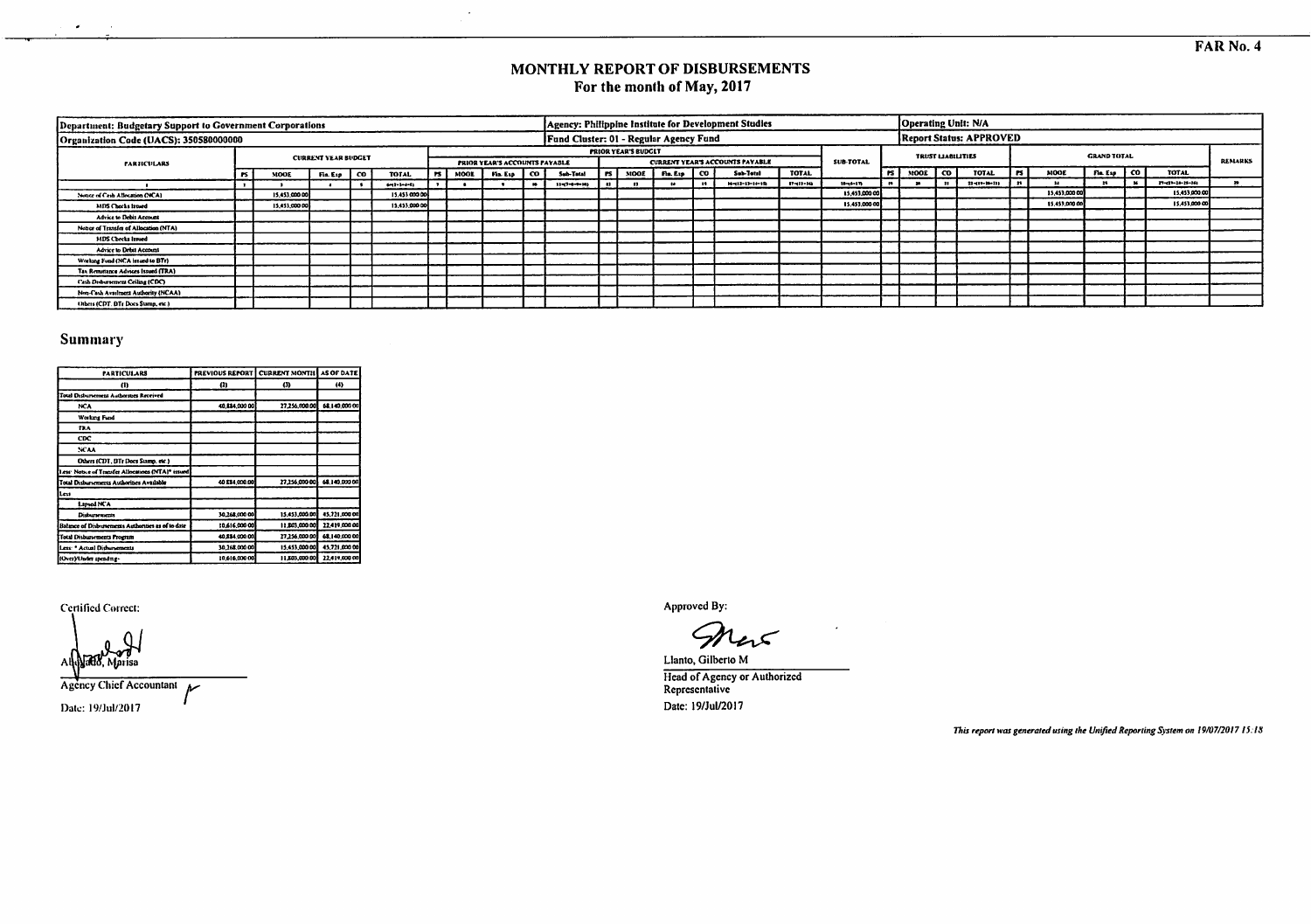FAR No. 4

# MONTHLY REPORT OF DISBURSEMENTS
## For the month of May, 2017

| Department: Budgetary Support to Government Corporations | | | | | | Agency: Philippine Institute for Development Studies | | | | | | | | | | | | | | Operating Unit: N/A | | | | | | | | | | |
|---|---|---|---|---|---|---|---|---|---|---|---|---|---|---|---|---|---|---|---|---|---|---|---|---|---|---|---|---|---|---|
| **Organization Code (UACS): 350580000000** | | | | | | Fund Cluster: 01 - Regular Agency Fund | | | | | | | | | | | | | | Report Status: APPROVED | | | | | | | | | | |
| PARTICULARS | CURRENT YEAR BUDGET | | | | | PRIOR YEAR'S BUDGET | | | | | | | | | | | | SUB-TOTAL | TRUST LIABILITIES | | | | GRAND TOTAL | | | | | REMARKS |
| | | | | | | PRIOR YEAR'S ACCOUNTS PAYABLE | | | | | CURRENT YEAR'S ACCOUNTS PAYABLE | | | | | | | | | | | | | | | | | |
| | PS | MOOE | Fin. Exp | CO | TOTAL | PS | MOOE | Fin. Exp | CO | Sub-Total | PS | MOOE | Fin. Exp | CO | Sub-Total | TOTAL | | | PS | MOOE | CO | TOTAL | PS | MOOE | Fin. Exp | CO | TOTAL | |
| 1 | 2 | 3 | 4 | 5 | 6=(2+3+4+5) | 7 | 8 | 9 | 10 | 11=(7+8+9+10) | 12 | 13 | 14 | 15 | 16=(12+13+14+15) | 17=(11+16) | | 18=(6+17) | 19 | 20 | 21 | 22=(19+20+21) | 23 | 24 | 25 | 26 | 27=(23+24+25+26) | 28 |
| Notice of Cash Allocation (NCA) | | 15,453,000.00 | | | 15,453,000.00 | | | | | | | | | | | | | 15,453,000.00 | | | | | | 15,453,000.00 | | | 15,453,000.00 | |
| MDS Checks Issued | | 15,453,000.00 | | | 15,453,000.00 | | | | | | | | | | | | | 15,453,000.00 | | | | | | 15,453,000.00 | | | 15,453,000.00 | |
| Advice to Debit Account | | | | | | | | | | | | | | | | | | | | | | | | | | | | |
| Notice of Transfer of Allocation (NTA) | | | | | | | | | | | | | | | | | | | | | | | | | | | | |
| MDS Checks Issued | | | | | | | | | | | | | | | | | | | | | | | | | | | | |
| Advice to Debit Account | | | | | | | | | | | | | | | | | | | | | | | | | | | | |
| Working Fund (NCA issued to BTr) | | | | | | | | | | | | | | | | | | | | | | | | | | | | |
| Tax Remittance Advices Issued (TRA) | | | | | | | | | | | | | | | | | | | | | | | | | | | | |
| Cash Disbursement Ceiling (CDC) | | | | | | | | | | | | | | | | | | | | | | | | | | | | |
| Non-Cash Availment Authority (NCAA) | | | | | | | | | | | | | | | | | | | | | | | | | | | | |
| Others (CDT, BTr Docs Stamp, etc.) | | | | | | | | | | | | | | | | | | | | | | | | | | | | |

## Summary

| PARTICULARS | PREVIOUS REPORT | CURRENT MONTH | AS OF DATE |
|---|---|---|---|
| (1) | (2) | (3) | (4) |
| Total Disbursement Authorities Received | | | |
| NCA | 40,884,000.00 | 27,256,000.00 | 68,140,000.00 |
| Working Fund | | | |
| TRA | | | |
| CDC | | | |
| NCAA | | | |
| Others (CDT, BTr Docs Stamp, etc.) | | | |
| Less: Notice of Transfer Allocations (NTA)* issued | | | |
| Total Disbursements Authorities Available | 40,884,000.00 | 27,256,000.00 | 68,140,000.00 |
| Less | | | |
| Lapsed NCA | | | |
| Disbursements | 30,268,000.00 | 15,453,000.00 | 45,721,000.00 |
| Balance of Disbursements Authorities as of to date | 10,616,000.00 | 11,803,000.00 | 22,419,000.00 |
| Total Disbursements Program | 40,884,000.00 | 27,256,000.00 | 68,140,000.00 |
| Less: * Actual Disbursements | 30,268,000.00 | 15,453,000.00 | 45,721,000.00 |
| (Over)/Under spending- | 10,616,000.00 | 11,803,000.00 | 22,419,000.00 |

Certified Correct:

Alvarado, Marisa
Agency Chief Accountant
Date: 19/Jul/2017

Approved By:

Llanto, Gilberto M
Head of Agency or Authorized Representative
Date: 19/Jul/2017

*This report was generated using the Unified Reporting System on 19/07/2017 15:18*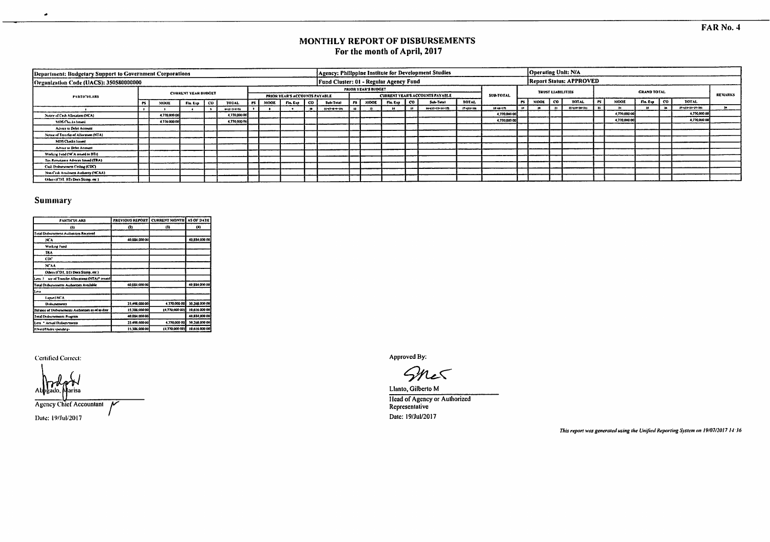FAR No. 4

# MONTHLY REPORT OF DISBURSEMENTS
## For the month of April, 2017

| Department: Budgetary Support to Government Corporations | Agency: Philippine Institute for Development Studies | Operating Unit: N/A |
|---|---|---|
| Organization Code (UACS): 350580000000 | Fund Cluster: 01 - Regular Agency Fund | Report Status: APPROVED |

| PARTICULARS | CURRENT YEAR BUDGET | | | | PRIOR YEAR'S BUDGET | | | | | | | | | | | SUB-TOTAL | TRUST LIABILITIES | | | | GRAND TOTAL | | | | | REMARKS |
|---|---|---|---|---|---|---|---|---|---|---|---|---|---|---|---|---|---|---|---|---|---|---|---|---|---|---|
| | | | | | PRIOR YEAR'S ACCOUNTS PAYABLE | | | | | CURRENT YEAR'S ACCOUNTS PAYABLE | | | | | | | | | | | | | | | | |
| | PS | MOOE | Fin. Exp | CO | TOTAL | PS | MOOE | Fin. Exp | CO | Sub-Total | PS | MOOE | Fin. Exp | CO | Sub-Total | TOTAL | | PS | MOOE | CO | TOTAL | PS | MOOE | Fin. Exp | CO | TOTAL | |
| 1 | 2 | 3 | 4 | 5 | 6=(2+3+4+5) | 7 | 8 | 9 | 10 | 11=(7+8+9+10) | 12 | 13 | 14 | 15 | 16=(12+13+14+15) | 17=(11+16) | 18=(6+17) | 19 | 20 | 21 | 22=(19+20+21) | 23 | 24 | 25 | 26 | 27=(23+24+25+26) | 28 |
| Notice of Cash Allocation (NCA) | | 4,770,000.00 | | | 4,770,000.00 | | | | | | | | | | | | 4,770,000.00 | | | | | | 4,770,000.00 | | | 4,770,000.00 | |
| MDS Checks Issued | | 4,770,000.00 | | | 4,770,000.00 | | | | | | | | | | | | 4,770,000.00 | | | | | | 4,770,000.00 | | | 4,770,000.00 | |
| Advice to Debit Account | | | | | | | | | | | | | | | | | | | | | | | | | | | |
| Notice of Transfer of Allocation (NTA) | | | | | | | | | | | | | | | | | | | | | | | | | | | |
| MDS Checks Issued | | | | | | | | | | | | | | | | | | | | | | | | | | | |
| Advice to Debit Account | | | | | | | | | | | | | | | | | | | | | | | | | | | |
| Working Fund (NCA issued to BTr) | | | | | | | | | | | | | | | | | | | | | | | | | | | |
| Tax Remittance Advices Issued (TRA) | | | | | | | | | | | | | | | | | | | | | | | | | | | |
| Cash Disbursement Ceiling (CDC) | | | | | | | | | | | | | | | | | | | | | | | | | | | |
| Non-Cash Availment Authority (NCAA) | | | | | | | | | | | | | | | | | | | | | | | | | | | |
| Others (CDT, BTr Docs Stamp, etc.) | | | | | | | | | | | | | | | | | | | | | | | | | | | |

## Summary

| PARTICULARS | PREVIOUS REPORT | CURRENT MONTH | AS OF DATE |
|---|---|---|---|
| (1) | (2) | (3) | (4) |
| Total Disbursement Authorities Received | | | |
| NCA | 40,884,000.00 | | 40,884,000.00 |
| Working Fund | | | |
| TRA | | | |
| CDC | | | |
| NCAA | | | |
| Others (CDT, BTr Docs Stamp, etc.) | | | |
| Less: Notice of Transfer Allocations (NTA)* issued | | | |
| Total Disbursements Authorities Available | 40,884,000.00 | | 40,884,000.00 |
| Less | | | |
| Lapsed NCA | | | |
| Disbursements | 25,498,000.00 | 4,770,000.00 | 30,268,000.00 |
| Balance of Disbursements Authorities as of to date | 15,386,000.00 | (4,770,000.00) | 10,616,000.00 |
| Total Disbursements Program | 40,884,000.00 | | 40,884,000.00 |
| Less * Actual Disbursements | 25,498,000.00 | 4,770,000.00 | 30,268,000.00 |
| (Over)/Under spending | 15,386,000.00 | (4,770,000.00) | 10,616,000.00 |

Certified Correct:

Abogado, Marisa
Agency Chief Accountant
Date: 19/Jul/2017

Approved By:

Llanto, Gilberto M
Head of Agency or Authorized Representative
Date: 19/Jul/2017

*This report was generated using the Unified Reporting System on 19/07/2017 14:36*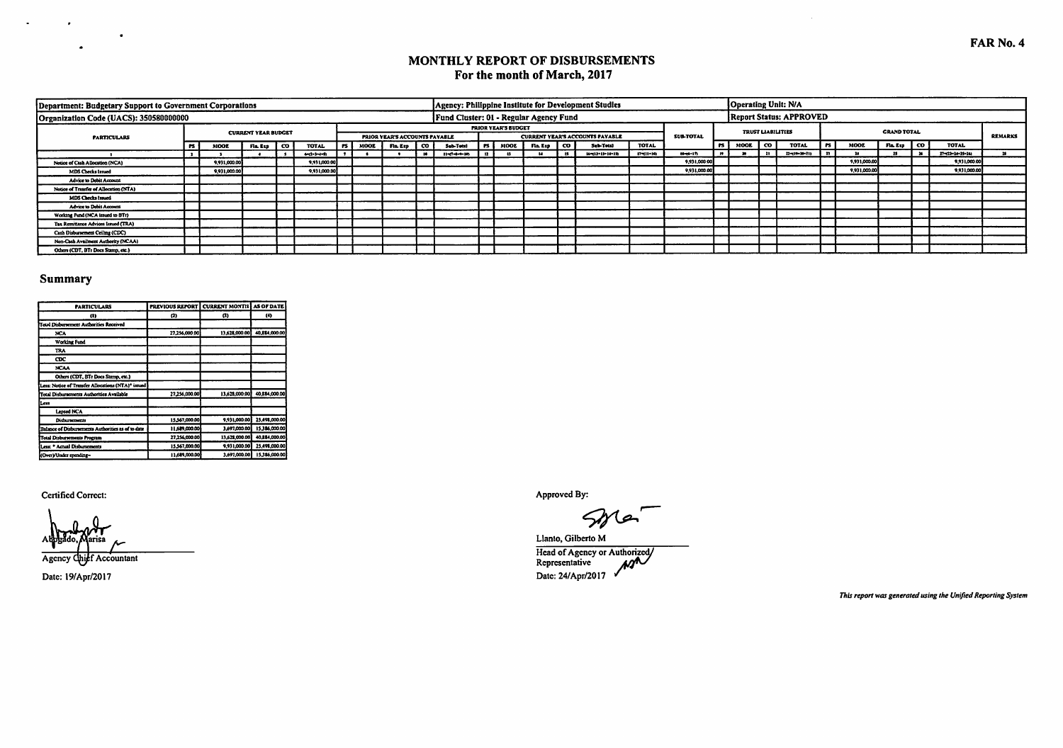**FAR No. 4**

# MONTHLY REPORT OF DISBURSEMENTS
## For the month of March, 2017

| Department: Budgetary Support to Government Corporations | | | | | | | | | | | | | | | | | | Agency: Philippine Institute for Development Studies | | | | | | | | | | | Operating Unit: N/A | | | |
|---|---|---|---|---|---|---|---|---|---|---|---|---|---|---|---|---|---|---|---|---|---|---|---|---|---|---|---|---|---|---|---|
| Organization Code (UACS): 350580000000 | | | | | | | | | | | | | | | | | | Fund Cluster: 01 - Regular Agency Fund | | | | | | | | | | | Report Status: APPROVED | | | |

| PARTICULARS | CURRENT YEAR BUDGET | | | | | PRIOR YEAR'S BUDGET | | | | | | | | | | | SUB-TOTAL | TRUST LIABILITIES | | | | GRAND TOTAL | | | | | REMARKS |
|---|---|---|---|---|---|---|---|---|---|---|---|---|---|---|---|---|---|---|---|---|---|---|---|---|---|---|---|
| | | | | | | PRIOR YEAR'S ACCOUNTS PAYABLE | | | | | CURRENT YEAR'S ACCOUNTS PAYABLE | | | | | | | | | | | | | | | | |
| | PS | MOOE | Fin. Exp | CO | TOTAL | PS | MOOE | Fin. Exp | CO | Sub-Total | PS | MOOE | Fin. Exp | CO | Sub-Total | TOTAL | | PS | MOOE | CO | TOTAL | PS | MOOE | Fin. Exp | CO | TOTAL | |
| 1 | 2 | 3 | 4 | 5 | 6=(2+3+4+5) | 7 | 8 | 9 | 10 | 11=(7+8+9+10) | 12 | 13 | 14 | 15 | 16=(12+13+14+15) | 17=(11+16) | 18=(6+17) | 19 | 20 | 21 | 22=(19+20+21) | 23 | 24 | 25 | 26 | 27=(23+24+25+26) | 28 |
| Notice of Cash Allocation (NCA) | | 9,931,000.00 | | | 9,931,000.00 | | | | | | | | | | | | 9,931,000.00 | | | | | | 9,931,000.00 | | | 9,931,000.00 | |
| MDS Checks Issued | | 9,931,000.00 | | | 9,931,000.00 | | | | | | | | | | | | 9,931,000.00 | | | | | | 9,931,000.00 | | | 9,931,000.00 | |
| Advice to Debit Account | | | | | | | | | | | | | | | | | | | | | | | | | | | |
| Notice of Transfer of Allocation (NTA) | | | | | | | | | | | | | | | | | | | | | | | | | | | |
| MDS Checks Issued | | | | | | | | | | | | | | | | | | | | | | | | | | | |
| Advice to Debit Account | | | | | | | | | | | | | | | | | | | | | | | | | | | |
| Working Fund (NCA issued to BTr) | | | | | | | | | | | | | | | | | | | | | | | | | | | |
| Tax Remittance Advices Issued (TRA) | | | | | | | | | | | | | | | | | | | | | | | | | | | |
| Cash Disbursement Ceiling (CDC) | | | | | | | | | | | | | | | | | | | | | | | | | | | |
| Non-Cash Availment Authority (NCAA) | | | | | | | | | | | | | | | | | | | | | | | | | | | |
| Others (CDT, BTr Docs Stamp, etc.) | | | | | | | | | | | | | | | | | | | | | | | | | | | |

## Summary

| PARTICULARS | PREVIOUS REPORT | CURRENT MONTH | AS OF DATE |
|---|---|---|---|
| (1) | (2) | (3) | (4) |
| Total Disbursement Authorities Received | | | |
| NCA | 27,256,000.00 | 13,628,000.00 | 40,884,000.00 |
| Working Fund | | | |
| TRA | | | |
| CDC | | | |
| NCAA | | | |
| Others (CDT, BTr Docs Stamp, etc.) | | | |
| Less: Notice of Transfer Allocations (NTA)* issued | | | |
| Total Disbursements Authorities Available | 27,256,000.00 | 13,628,000.00 | 40,884,000.00 |
| Less | | | |
| Lapsed NCA | | | |
| Disbursements | 15,567,000.00 | 9,931,000.00 | 25,498,000.00 |
| Balance of Disbursements Authorities as of to date | 11,689,000.00 | 3,697,000.00 | 15,386,000.00 |
| Total Disbursements Program | 27,256,000.00 | 13,628,000.00 | 40,884,000.00 |
| Less: * Actual Disbursements | 15,567,000.00 | 9,931,000.00 | 25,498,000.00 |
| (Over)/Under spending~ | 11,689,000.00 | 3,697,000.00 | 15,386,000.00 |

Certified Correct:

Abogado, Marisa
Agency Chief Accountant

Date: 19/Apr/2017

Approved By:

Llanto, Gilberto M
Head of Agency or Authorized Representative

Date: 24/Apr/2017

*This report was generated using the Unified Reporting System*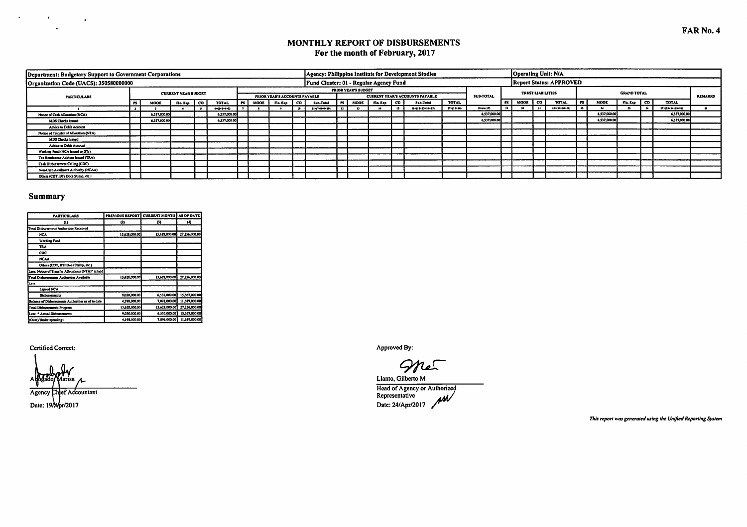FAR No. 4

# MONTHLY REPORT OF DISBURSEMENTS
## For the month of February, 2017

| Department: Budgetary Support to Government Corporations | | | | | | Agency: Philippine Institute for Development Studies | | | | | | | | | | | | | Operating Unit: N/A | | | | | | | | | |
|---|---|---|---|---|---|---|---|---|---|---|---|---|---|---|---|---|---|---|---|---|---|---|---|---|---|---|---|---|
| **Organization Code (UACS): 350580000000** | | | | | | **Fund Cluster: 01 - Regular Agency Fund** | | | | | | | | | | | | | **Report Status: APPROVED** | | | | | | | | | |
| PARTICULARS | CURRENT YEAR BUDGET | | | | | PRIOR YEAR'S BUDGET | | | | | | | | | | | SUB-TOTAL | TRUST LIABILITIES | | | | GRAND TOTAL | | | | | REMARKS |
| | | | | | | PRIOR YEAR'S ACCOUNTS PAYABLE | | | | | CURRENT YEAR'S ACCOUNTS PAYABLE | | | | | TOTAL | | | | | | | | | | | |
| | PS | MOOE | Fin. Exp | CO | TOTAL | PS | MOOE | Fin. Exp | CO | Sub-Total | PS | MOOE | Fin. Exp | CO | Sub-Total | | | PS | MOOE | CO | TOTAL | PS | MOOE | Fin. Exp | CO | TOTAL | |
| 1 | 2 | 3 | 4 | 5 | 6=(2+3+4+5) | 7 | 8 | 9 | 10 | 11=(7+8+9+10) | 12 | 13 | 14 | 15 | 16=(12+13+14+15) | 17=(11+16) | 18=(6+17) | 19 | 20 | 21 | 22=(19+20+21) | 23 | 24 | 25 | 26 | 27=(23+24+25+26) | 28 |
| Notice of Cash Allocation (NCA) | | 6,537,000.00 | | | 6,537,000.00 | | | | | | | | | | | | 6,537,000.00 | | | | | | 6,537,000.00 | | | 6,537,000.00 | |
| MDS Checks Issued | | 6,537,000.00 | | | 6,537,000.00 | | | | | | | | | | | | 6,537,000.00 | | | | | | 6,537,000.00 | | | 6,537,000.00 | |
| Advice to Debit Account | | | | | | | | | | | | | | | | | | | | | | | | | | | |
| Notice of Transfer of Allocation (NTA) | | | | | | | | | | | | | | | | | | | | | | | | | | | |
| MDS Checks Issued | | | | | | | | | | | | | | | | | | | | | | | | | | | |
| Advice to Debit Account | | | | | | | | | | | | | | | | | | | | | | | | | | | |
| Working Fund (NCA issued to BTr) | | | | | | | | | | | | | | | | | | | | | | | | | | | |
| Tax Remittance Advices Issued (TRA) | | | | | | | | | | | | | | | | | | | | | | | | | | | |
| Cash Disbursement Ceiling (CDC) | | | | | | | | | | | | | | | | | | | | | | | | | | | |
| Non-Cash Availment Authority (NCAA) | | | | | | | | | | | | | | | | | | | | | | | | | | | |
| Others (CDT, BTr Docs Stamp, etc.) | | | | | | | | | | | | | | | | | | | | | | | | | | | |

## Summary

| PARTICULARS | PREVIOUS REPORT | CURRENT MONTH | AS OF DATE |
|---|---|---|---|
| (1) | (2) | (3) | (4) |
| Total Disbursement Authorities Received | | | |
| NCA | 13,628,000.00 | 13,628,000.00 | 27,256,000.00 |
| Working Fund | | | |
| TRA | | | |
| CDC | | | |
| NCAA | | | |
| Others (CDT, BTr Docs Stamp, etc.) | | | |
| Less: Notice of Transfer Allocations (NTA)* issued | | | |
| Total Disbursements Authorities Available | 13,628,000.00 | 13,628,000.00 | 27,256,000.00 |
| Less | | | |
| Lapsed NCA | | | |
| Disbursements | 9,030,000.00 | 6,537,000.00 | 15,567,000.00 |
| Balance of Disbursements Authorities as of to date | 4,598,000.00 | 7,091,000.00 | 11,689,000.00 |
| Total Disbursements Program | 13,628,000.00 | 13,628,000.00 | 27,256,000.00 |
| Less: * Actual Disbursements | 9,030,000.00 | 6,537,000.00 | 15,567,000.00 |
| (Over)/Under spending~ | 4,598,000.00 | 7,091,000.00 | 11,689,000.00 |

Certified Correct:

Abogado, Marisa
Agency Chief Accountant
Date: 19/Apr/2017

Approved By:

Llanto, Gilberto M
Head of Agency or Authorized Representative
Date: 24/Apr/2017

*This report was generated using the Unified Reporting System*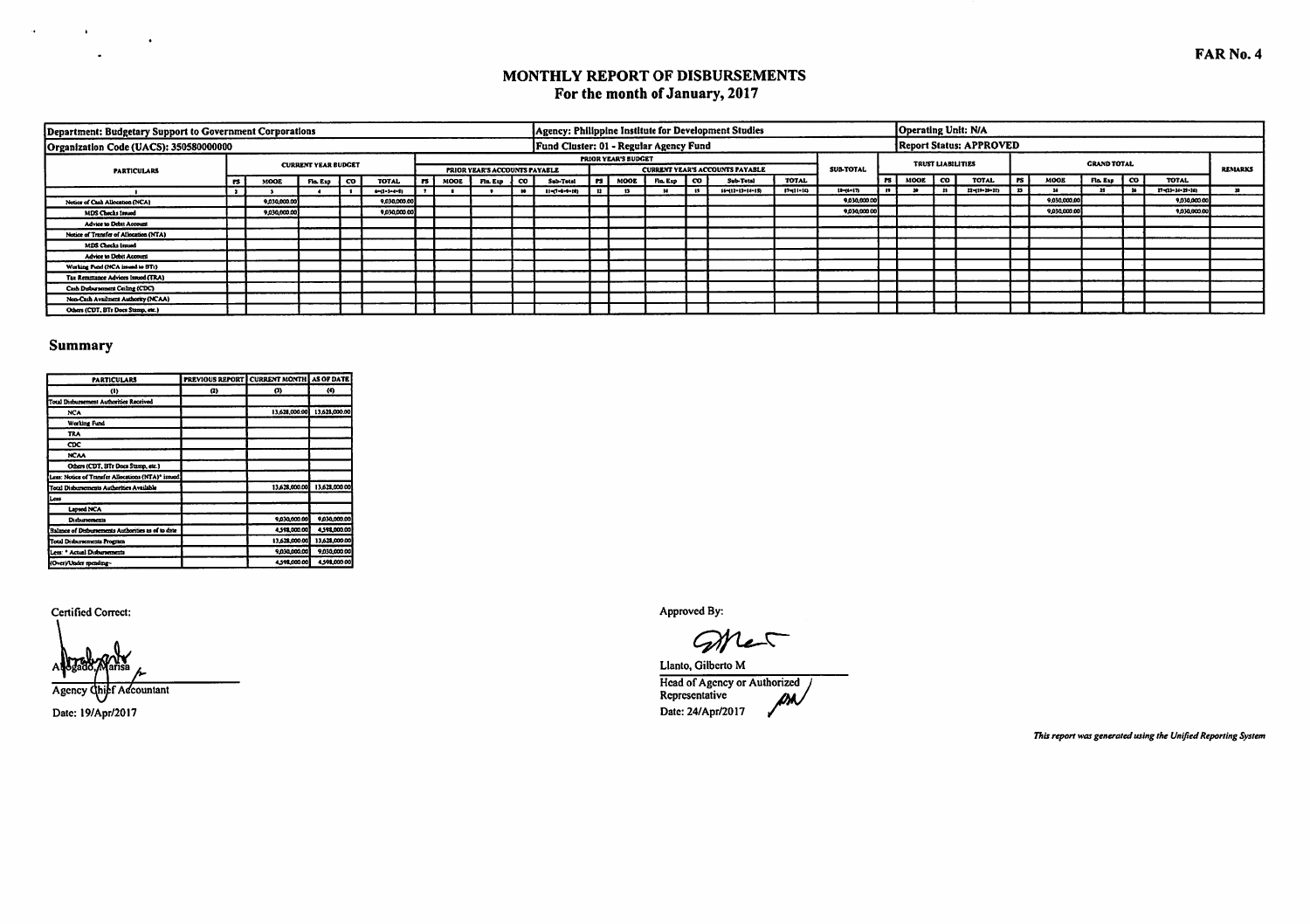**FAR No. 4**

# MONTHLY REPORT OF DISBURSEMENTS
## For the month of January, 2017

| Department: Budgetary Support to Government Corporations | Agency: Philippine Institute for Development Studies | Operating Unit: N/A |
|---|---|---|
| Organization Code (UACS): 350580000000 | Fund Cluster: 01 - Regular Agency Fund | Report Status: APPROVED |

| PARTICULARS | CURRENT YEAR BUDGET | | | | | PRIOR YEAR'S BUDGET | | | | | | | | | | | SUB-TOTAL | TRUST LIABILITIES | | | | GRAND TOTAL | | | | | REMARKS |
|---|---|---|---|---|---|---|---|---|---|---|---|---|---|---|---|---|---|---|---|---|---|---|---|---|---|---|---|
| | | | | | | PRIOR YEAR'S ACCOUNTS PAYABLE | | | | | CURRENT YEAR'S ACCOUNTS PAYABLE | | | | | | | | | | | | | | | | |
| | PS | MOOE | Fin. Exp | CO | TOTAL | PS | MOOE | Fin. Exp | CO | Sub-Total | PS | MOOE | Fin. Exp | CO | Sub-Total | TOTAL | | PS | MOOE | CO | TOTAL | PS | MOOE | Fin. Exp | CO | TOTAL | |
| 1 | 2 | 3 | 4 | 5 | 6=(2+3+4+5) | 7 | 8 | 9 | 10 | 11=(7+8+9+10) | 12 | 13 | 14 | 15 | 16=(12+13+14+15) | 17=(11+16) | 18=(6+17) | 19 | 20 | 21 | 22=(19+20+21) | 23 | 24 | 25 | 26 | 27=(23+24+25+26) | 28 |
| Notice of Cash Allocation (NCA) | | 9,030,000.00 | | | 9,030,000.00 | | | | | | | | | | | | 9,030,000.00 | | | | | | 9,030,000.00 | | | 9,030,000.00 | |
| MDS Checks Issued | | 9,030,000.00 | | | 9,030,000.00 | | | | | | | | | | | | 9,030,000.00 | | | | | | 9,030,000.00 | | | 9,030,000.00 | |
| Advice to Debit Account | | | | | | | | | | | | | | | | | | | | | | | | | | | |
| Notice of Transfer of Allocation (NTA) | | | | | | | | | | | | | | | | | | | | | | | | | | | |
| MDS Checks Issued | | | | | | | | | | | | | | | | | | | | | | | | | | | |
| Advice to Debit Account | | | | | | | | | | | | | | | | | | | | | | | | | | | |
| Working Fund (NCA issued to BTr) | | | | | | | | | | | | | | | | | | | | | | | | | | | |
| Tax Remittance Advices Issued (TRA) | | | | | | | | | | | | | | | | | | | | | | | | | | | |
| Cash Disbursement Ceiling (CDC) | | | | | | | | | | | | | | | | | | | | | | | | | | | |
| Non-Cash Availment Authority (NCAA) | | | | | | | | | | | | | | | | | | | | | | | | | | | |
| Others (CDT, BTr Docs Stamp, etc.) | | | | | | | | | | | | | | | | | | | | | | | | | | | |

## Summary

| PARTICULARS | PREVIOUS REPORT | CURRENT MONTH | AS OF DATE |
|---|---|---|---|
| (1) | (2) | (3) | (4) |
| Total Disbursement Authorities Received | | | |
| NCA | | 13,628,000.00 | 13,628,000.00 |
| Working Fund | | | |
| TRA | | | |
| CDC | | | |
| NCAA | | | |
| Others (CDT, BTr Docs Stamp, etc.) | | | |
| Less: Notice of Transfer Allocations (NTA)* issued | | | |
| Total Disbursements Authorities Available | | 13,628,000.00 | 13,628,000.00 |
| Less | | | |
| Lapsed NCA | | | |
| Disbursements | | 9,030,000.00 | 9,030,000.00 |
| Balance of Disbursements Authorities as of to date | | 4,598,000.00 | 4,598,000.00 |
| Total Disbursements Program | | 13,628,000.00 | 13,628,000.00 |
| Less: * Actual Disbursements | | 9,030,000.00 | 9,030,000.00 |
| (Over)/Under spending~ | | 4,598,000.00 | 4,598,000.00 |

Certified Correct:

Abogado, Marisa
Agency Chief Accountant
Date: 19/Apr/2017

Approved By:

Llanto, Gilberto M
Head of Agency or Authorized Representative
Date: 24/Apr/2017

*This report was generated using the Unified Reporting System*